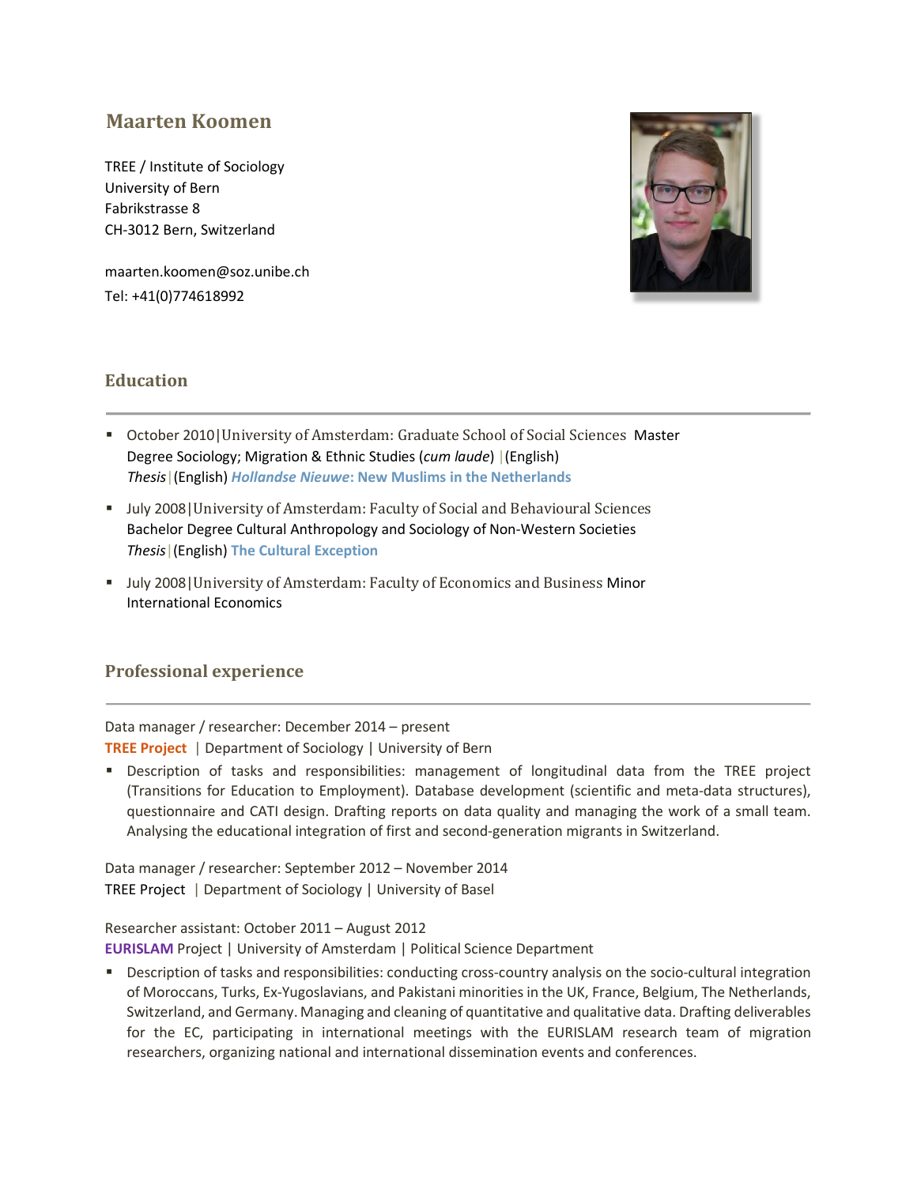# Maarten Koomen

TREE / Institute of Sociology
University of Bern
Fabrikstrasse 8
CH-3012 Bern, Switzerland

maarten.koomen@soz.unibe.ch
Tel: +41(0)774618992

## Education

- October 2010|University of Amsterdam: Graduate School of Social Sciences Master Degree Sociology; Migration & Ethnic Studies (*cum laude*) |(English)
  *Thesis*|(English) ***Hollandse Nieuwe*: New Muslims in the Netherlands**
- July 2008|University of Amsterdam: Faculty of Social and Behavioural Sciences
  Bachelor Degree Cultural Anthropology and Sociology of Non-Western Societies
  *Thesis*|(English) **The Cultural Exception**
- July 2008|University of Amsterdam: Faculty of Economics and Business Minor International Economics

## Professional experience

Data manager / researcher: December 2014 – present
**TREE Project** | Department of Sociology | University of Bern

- Description of tasks and responsibilities: management of longitudinal data from the TREE project (Transitions for Education to Employment). Database development (scientific and meta-data structures), questionnaire and CATI design. Drafting reports on data quality and managing the work of a small team. Analysing the educational integration of first and second-generation migrants in Switzerland.

Data manager / researcher: September 2012 – November 2014
TREE Project | Department of Sociology | University of Basel

Researcher assistant: October 2011 – August 2012
**EURISLAM** Project | University of Amsterdam | Political Science Department

- Description of tasks and responsibilities: conducting cross-country analysis on the socio-cultural integration of Moroccans, Turks, Ex-Yugoslavians, and Pakistani minorities in the UK, France, Belgium, The Netherlands, Switzerland, and Germany. Managing and cleaning of quantitative and qualitative data. Drafting deliverables for the EC, participating in international meetings with the EURISLAM research team of migration researchers, organizing national and international dissemination events and conferences.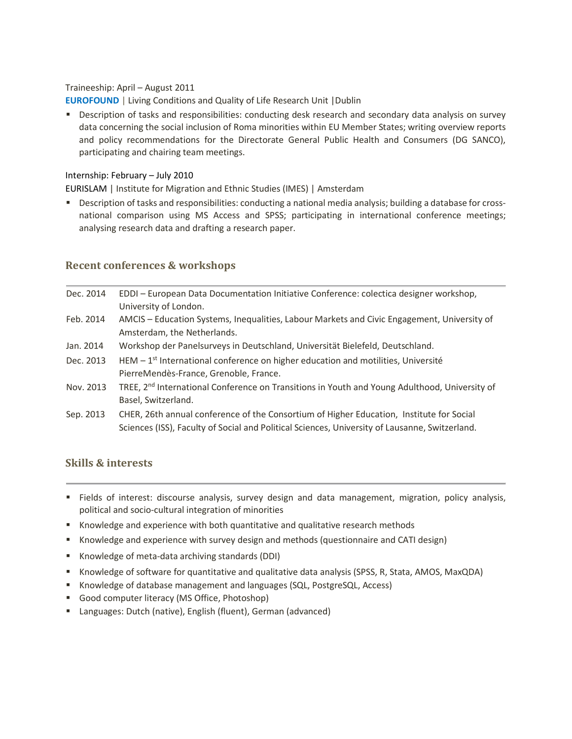Traineeship: April – August 2011

**EUROFOUND** | Living Conditions and Quality of Life Research Unit |Dublin

- Description of tasks and responsibilities: conducting desk research and secondary data analysis on survey data concerning the social inclusion of Roma minorities within EU Member States; writing overview reports and policy recommendations for the Directorate General Public Health and Consumers (DG SANCO), participating and chairing team meetings.

Internship: February – July 2010

EURISLAM | Institute for Migration and Ethnic Studies (IMES) | Amsterdam

- Description of tasks and responsibilities: conducting a national media analysis; building a database for cross-national comparison using MS Access and SPSS; participating in international conference meetings; analysing research data and drafting a research paper.

## Recent conferences & workshops

| | |
|---|---|
| Dec. 2014 | EDDI – European Data Documentation Initiative Conference: colectica designer workshop, University of London. |
| Feb. 2014 | AMCIS – Education Systems, Inequalities, Labour Markets and Civic Engagement, University of Amsterdam, the Netherlands. |
| Jan. 2014 | Workshop der Panelsurveys in Deutschland, Universität Bielefeld, Deutschland. |
| Dec. 2013 | HEM – 1st International conference on higher education and motilities, Université PierreMendès-France, Grenoble, France. |
| Nov. 2013 | TREE, 2nd International Conference on Transitions in Youth and Young Adulthood, University of Basel, Switzerland. |
| Sep. 2013 | CHER, 26th annual conference of the Consortium of Higher Education, Institute for Social Sciences (ISS), Faculty of Social and Political Sciences, University of Lausanne, Switzerland. |

## Skills & interests

- Fields of interest: discourse analysis, survey design and data management, migration, policy analysis, political and socio-cultural integration of minorities
- Knowledge and experience with both quantitative and qualitative research methods
- Knowledge and experience with survey design and methods (questionnaire and CATI design)
- Knowledge of meta-data archiving standards (DDI)
- Knowledge of software for quantitative and qualitative data analysis (SPSS, R, Stata, AMOS, MaxQDA)
- Knowledge of database management and languages (SQL, PostgreSQL, Access)
- Good computer literacy (MS Office, Photoshop)
- Languages: Dutch (native), English (fluent), German (advanced)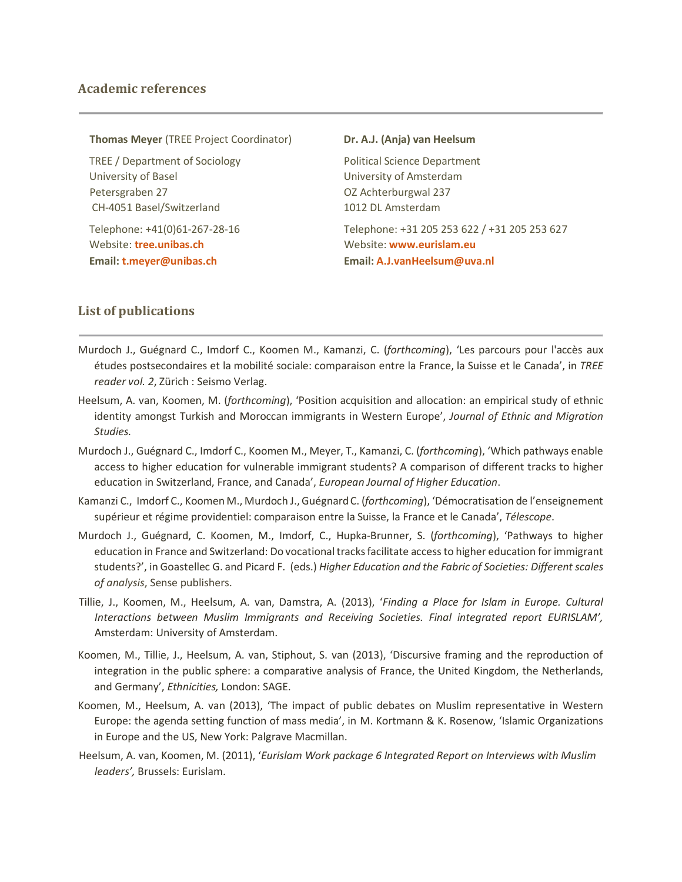## Academic references

**Thomas Meyer** (TREE Project Coordinator)

TREE / Department of Sociology
University of Basel
Petersgraben 27
CH-4051 Basel/Switzerland

Telephone: +41(0)61-267-28-16
Website: **tree.unibas.ch**
**Email: t.meyer@unibas.ch**

**Dr. A.J. (Anja) van Heelsum**

Political Science Department
University of Amsterdam
OZ Achterburgwal 237
1012 DL Amsterdam

Telephone: +31 205 253 622 / +31 205 253 627
Website: **www.eurislam.eu**
**Email: A.J.vanHeelsum@uva.nl**

## List of publications

Murdoch J., Guégnard C., Imdorf C., Koomen M., Kamanzi, C. (*forthcoming*), 'Les parcours pour l'accès aux études postsecondaires et la mobilité sociale: comparaison entre la France, la Suisse et le Canada', in *TREE reader vol. 2*, Zürich : Seismo Verlag.

Heelsum, A. van, Koomen, M. (*forthcoming*), 'Position acquisition and allocation: an empirical study of ethnic identity amongst Turkish and Moroccan immigrants in Western Europe', *Journal of Ethnic and Migration Studies.*

Murdoch J., Guégnard C., Imdorf C., Koomen M., Meyer, T., Kamanzi, C. (*forthcoming*), 'Which pathways enable access to higher education for vulnerable immigrant students? A comparison of different tracks to higher education in Switzerland, France, and Canada', *European Journal of Higher Education*.

Kamanzi C., Imdorf C., Koomen M., Murdoch J., Guégnard C. (*forthcoming*), 'Démocratisation de l'enseignement supérieur et régime providentiel: comparaison entre la Suisse, la France et le Canada', *Télescope*.

Murdoch J., Guégnard, C. Koomen, M., Imdorf, C., Hupka-Brunner, S. (*forthcoming*), 'Pathways to higher education in France and Switzerland: Do vocational tracks facilitate access to higher education for immigrant students?', in Goastellec G. and Picard F. (eds.) *Higher Education and the Fabric of Societies: Different scales of analysis*, Sense publishers.

Tillie, J., Koomen, M., Heelsum, A. van, Damstra, A. (2013), '*Finding a Place for Islam in Europe. Cultural Interactions between Muslim Immigrants and Receiving Societies. Final integrated report EURISLAM',* Amsterdam: University of Amsterdam.

Koomen, M., Tillie, J., Heelsum, A. van, Stiphout, S. van (2013), 'Discursive framing and the reproduction of integration in the public sphere: a comparative analysis of France, the United Kingdom, the Netherlands, and Germany', *Ethnicities,* London: SAGE.

Koomen, M., Heelsum, A. van (2013), 'The impact of public debates on Muslim representative in Western Europe: the agenda setting function of mass media', in M. Kortmann & K. Rosenow, 'Islamic Organizations in Europe and the US, New York: Palgrave Macmillan.

Heelsum, A. van, Koomen, M. (2011), '*Eurislam Work package 6 Integrated Report on Interviews with Muslim leaders',* Brussels: Eurislam.